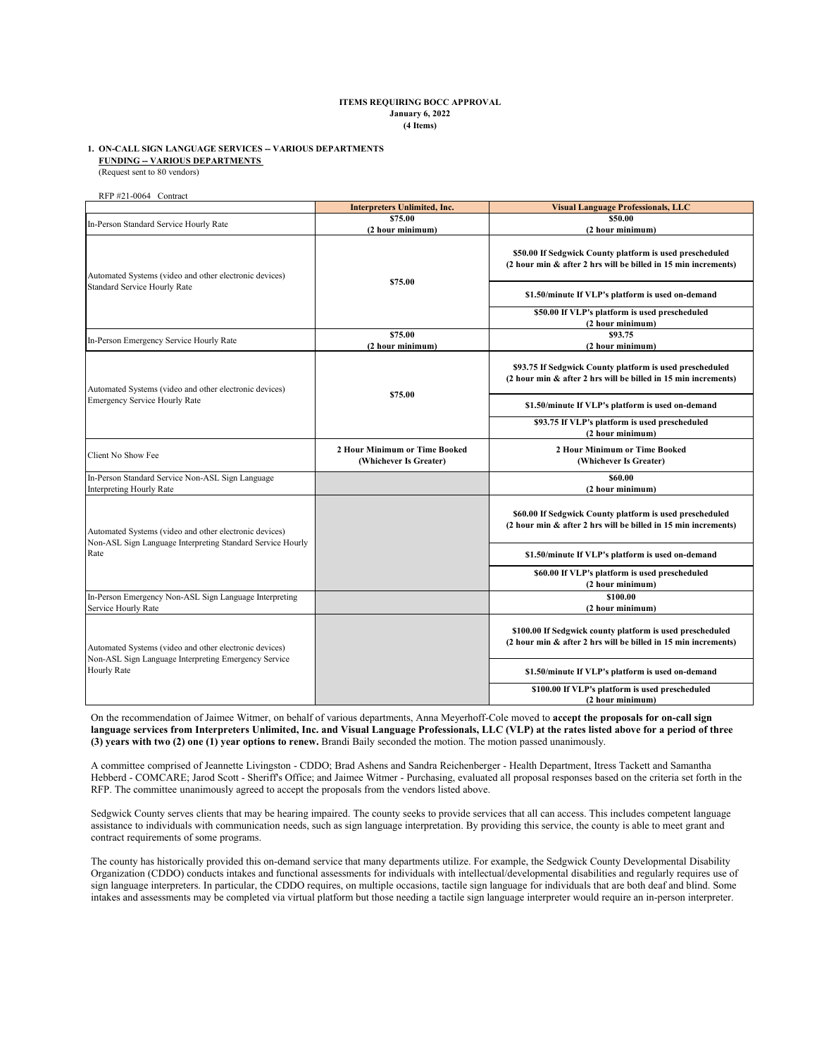**ITEMS REQUIRING BOCC APPROVAL**
**January 6, 2022**
**(4 Items)**

**1. ON-CALL SIGN LANGUAGE SERVICES -- VARIOUS DEPARTMENTS**
**FUNDING -- VARIOUS DEPARTMENTS**
(Request sent to 80 vendors)

RFP #21-0064 Contract

| | Interpreters Unlimited, Inc. | Visual Language Professionals, LLC |
|---|---|---|
| In-Person Standard Service Hourly Rate | **\$75.00 (2 hour minimum)** | **\$50.00 (2 hour minimum)** |
| Automated Systems (video and other electronic devices) Standard Service Hourly Rate | **\$75.00** | **\$50.00 If Sedgwick County platform is used prescheduled (2 hour min & after 2 hrs will be billed in 15 min increments)**<br>**\$1.50/minute If VLP's platform is used on-demand**<br>**\$50.00 If VLP's platform is used prescheduled (2 hour minimum)** |
| In-Person Emergency Service Hourly Rate | **\$75.00 (2 hour minimum)** | **\$93.75 (2 hour minimum)** |
| Automated Systems (video and other electronic devices) Emergency Service Hourly Rate | **\$75.00** | **\$93.75 If Sedgwick County platform is used prescheduled (2 hour min & after 2 hrs will be billed in 15 min increments)**<br>**\$1.50/minute If VLP's platform is used on-demand**<br>**\$93.75 If VLP's platform is used prescheduled (2 hour minimum)** |
| Client No Show Fee | **2 Hour Minimum or Time Booked (Whichever Is Greater)** | **2 Hour Minimum or Time Booked (Whichever Is Greater)** |
| In-Person Standard Service Non-ASL Sign Language Interpreting Hourly Rate | | **\$60.00 (2 hour minimum)** |
| Automated Systems (video and other electronic devices) Non-ASL Sign Language Interpreting Standard Service Hourly Rate | | **\$60.00 If Sedgwick County platform is used prescheduled (2 hour min & after 2 hrs will be billed in 15 min increments)**<br>**\$1.50/minute If VLP's platform is used on-demand**<br>**\$60.00 If VLP's platform is used prescheduled (2 hour minimum)** |
| In-Person Emergency Non-ASL Sign Language Interpreting Service Hourly Rate | | **\$100.00 (2 hour minimum)** |
| Automated Systems (video and other electronic devices) Non-ASL Sign Language Interpreting Emergency Service Hourly Rate | | **\$100.00 If Sedgwick county platform is used prescheduled (2 hour min & after 2 hrs will be billed in 15 min increments)**<br>**\$1.50/minute If VLP's platform is used on-demand**<br>**\$100.00 If VLP's platform is used prescheduled (2 hour minimum)** |

On the recommendation of Jaimee Witmer, on behalf of various departments, Anna Meyerhoff-Cole moved to **accept the proposals for on-call sign language services from Interpreters Unlimited, Inc. and Visual Language Professionals, LLC (VLP) at the rates listed above for a period of three (3) years with two (2) one (1) year options to renew.** Brandi Baily seconded the motion. The motion passed unanimously.

A committee comprised of Jeannette Livingston - CDDO; Brad Ashens and Sandra Reichenberger - Health Department, Itress Tackett and Samantha Hebberd - COMCARE; Jarod Scott - Sheriff's Office; and Jaimee Witmer - Purchasing, evaluated all proposal responses based on the criteria set forth in the RFP. The committee unanimously agreed to accept the proposals from the vendors listed above.

Sedgwick County serves clients that may be hearing impaired. The county seeks to provide services that all can access. This includes competent language assistance to individuals with communication needs, such as sign language interpretation. By providing this service, the county is able to meet grant and contract requirements of some programs.

The county has historically provided this on-demand service that many departments utilize. For example, the Sedgwick County Developmental Disability Organization (CDDO) conducts intakes and functional assessments for individuals with intellectual/developmental disabilities and regularly requires use of sign language interpreters. In particular, the CDDO requires, on multiple occasions, tactile sign language for individuals that are both deaf and blind. Some intakes and assessments may be completed via virtual platform but those needing a tactile sign language interpreter would require an in-person interpreter.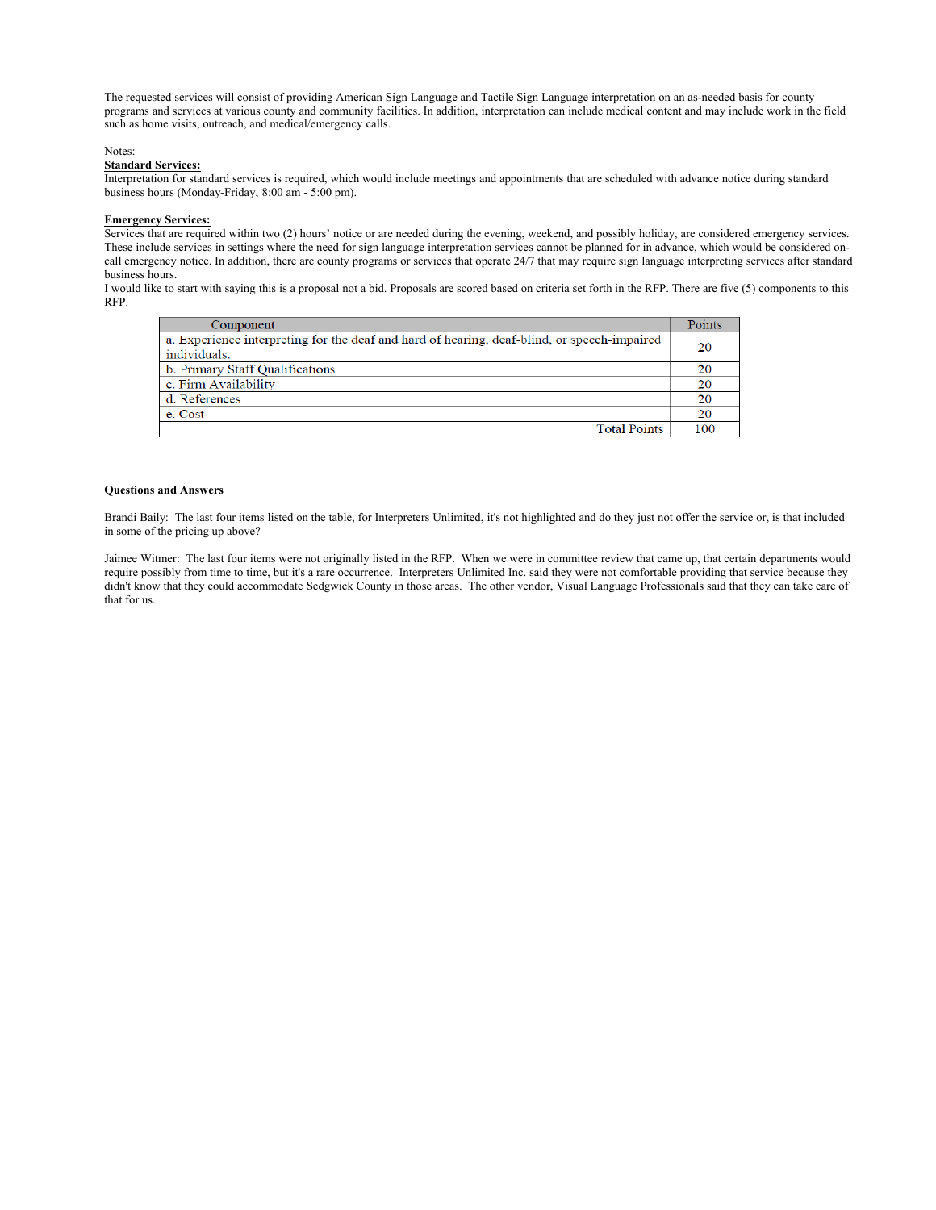The requested services will consist of providing American Sign Language and Tactile Sign Language interpretation on an as-needed basis for county programs and services at various county and community facilities. In addition, interpretation can include medical content and may include work in the field such as home visits, outreach, and medical/emergency calls.

Notes:

**Standard Services:**

Interpretation for standard services is required, which would include meetings and appointments that are scheduled with advance notice during standard business hours (Monday-Friday, 8:00 am - 5:00 pm).

**Emergency Services:**

Services that are required within two (2) hours' notice or are needed during the evening, weekend, and possibly holiday, are considered emergency services. These include services in settings where the need for sign language interpretation services cannot be planned for in advance, which would be considered on-call emergency notice. In addition, there are county programs or services that operate 24/7 that may require sign language interpreting services after standard business hours.

I would like to start with saying this is a proposal not a bid. Proposals are scored based on criteria set forth in the RFP. There are five (5) components to this RFP.

| Component | Points |
|---|---|
| a. Experience interpreting for the deaf and hard of hearing, deaf-blind, or speech-impaired individuals. | 20 |
| b. Primary Staff Qualifications | 20 |
| c. Firm Availability | 20 |
| d. References | 20 |
| e. Cost | 20 |
| Total Points | 100 |

**Questions and Answers**

Brandi Baily: The last four items listed on the table, for Interpreters Unlimited, it's not highlighted and do they just not offer the service or, is that included in some of the pricing up above?

Jaimee Witmer: The last four items were not originally listed in the RFP. When we were in committee review that came up, that certain departments would require possibly from time to time, but it's a rare occurrence. Interpreters Unlimited Inc. said they were not comfortable providing that service because they didn't know that they could accommodate Sedgwick County in those areas. The other vendor, Visual Language Professionals said that they can take care of that for us.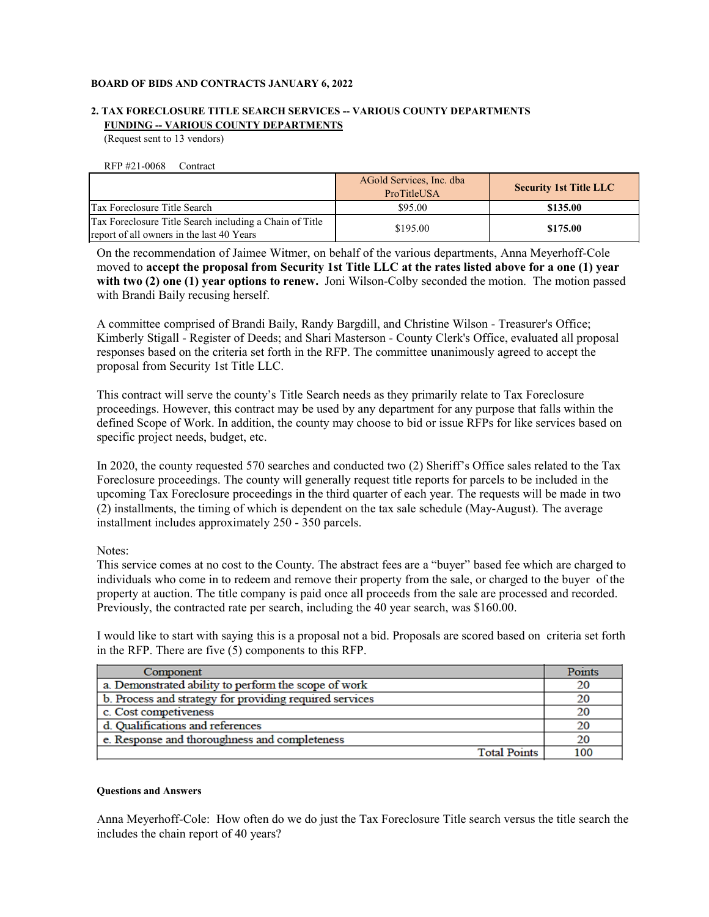**BOARD OF BIDS AND CONTRACTS JANUARY 6, 2022**

**2. TAX FORECLOSURE TITLE SEARCH SERVICES -- VARIOUS COUNTY DEPARTMENTS**
**FUNDING -- VARIOUS COUNTY DEPARTMENTS**
(Request sent to 13 vendors)

RFP #21-0068 Contract

| | AGold Services, Inc. dba ProTitleUSA | **Security 1st Title LLC** |
|---|---|---|
| Tax Foreclosure Title Search | $95.00 | **$135.00** |
| Tax Foreclosure Title Search including a Chain of Title report of all owners in the last 40 Years | $195.00 | **$175.00** |

On the recommendation of Jaimee Witmer, on behalf of the various departments, Anna Meyerhoff-Cole moved to **accept the proposal from Security 1st Title LLC at the rates listed above for a one (1) year with two (2) one (1) year options to renew.** Joni Wilson-Colby seconded the motion. The motion passed with Brandi Baily recusing herself.

A committee comprised of Brandi Baily, Randy Bargdill, and Christine Wilson - Treasurer's Office; Kimberly Stigall - Register of Deeds; and Shari Masterson - County Clerk's Office, evaluated all proposal responses based on the criteria set forth in the RFP. The committee unanimously agreed to accept the proposal from Security 1st Title LLC.

This contract will serve the county's Title Search needs as they primarily relate to Tax Foreclosure proceedings. However, this contract may be used by any department for any purpose that falls within the defined Scope of Work. In addition, the county may choose to bid or issue RFPs for like services based on specific project needs, budget, etc.

In 2020, the county requested 570 searches and conducted two (2) Sheriff's Office sales related to the Tax Foreclosure proceedings. The county will generally request title reports for parcels to be included in the upcoming Tax Foreclosure proceedings in the third quarter of each year. The requests will be made in two (2) installments, the timing of which is dependent on the tax sale schedule (May-August). The average installment includes approximately 250 - 350 parcels.

Notes:
This service comes at no cost to the County. The abstract fees are a "buyer" based fee which are charged to individuals who come in to redeem and remove their property from the sale, or charged to the buyer of the property at auction. The title company is paid once all proceeds from the sale are processed and recorded. Previously, the contracted rate per search, including the 40 year search, was $160.00.

I would like to start with saying this is a proposal not a bid. Proposals are scored based on criteria set forth in the RFP. There are five (5) components to this RFP.

| Component | Points |
|---|---|
| a. Demonstrated ability to perform the scope of work | 20 |
| b. Process and strategy for providing required services | 20 |
| c. Cost competiveness | 20 |
| d. Qualifications and references | 20 |
| e. Response and thoroughness and completeness | 20 |
| Total Points | 100 |

**Questions and Answers**

Anna Meyerhoff-Cole: How often do we do just the Tax Foreclosure Title search versus the title search the includes the chain report of 40 years?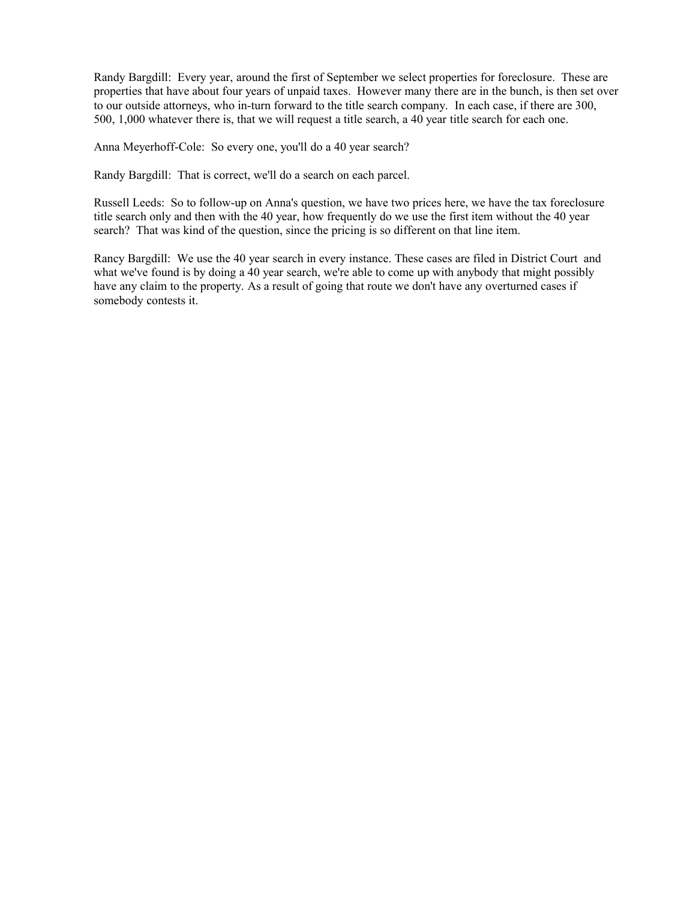Randy Bargdill: Every year, around the first of September we select properties for foreclosure. These are properties that have about four years of unpaid taxes. However many there are in the bunch, is then set over to our outside attorneys, who in-turn forward to the title search company. In each case, if there are 300, 500, 1,000 whatever there is, that we will request a title search, a 40 year title search for each one.

Anna Meyerhoff-Cole: So every one, you'll do a 40 year search?

Randy Bargdill: That is correct, we'll do a search on each parcel.

Russell Leeds: So to follow-up on Anna's question, we have two prices here, we have the tax foreclosure title search only and then with the 40 year, how frequently do we use the first item without the 40 year search? That was kind of the question, since the pricing is so different on that line item.

Rancy Bargdill: We use the 40 year search in every instance. These cases are filed in District Court and what we've found is by doing a 40 year search, we're able to come up with anybody that might possibly have any claim to the property. As a result of going that route we don't have any overturned cases if somebody contests it.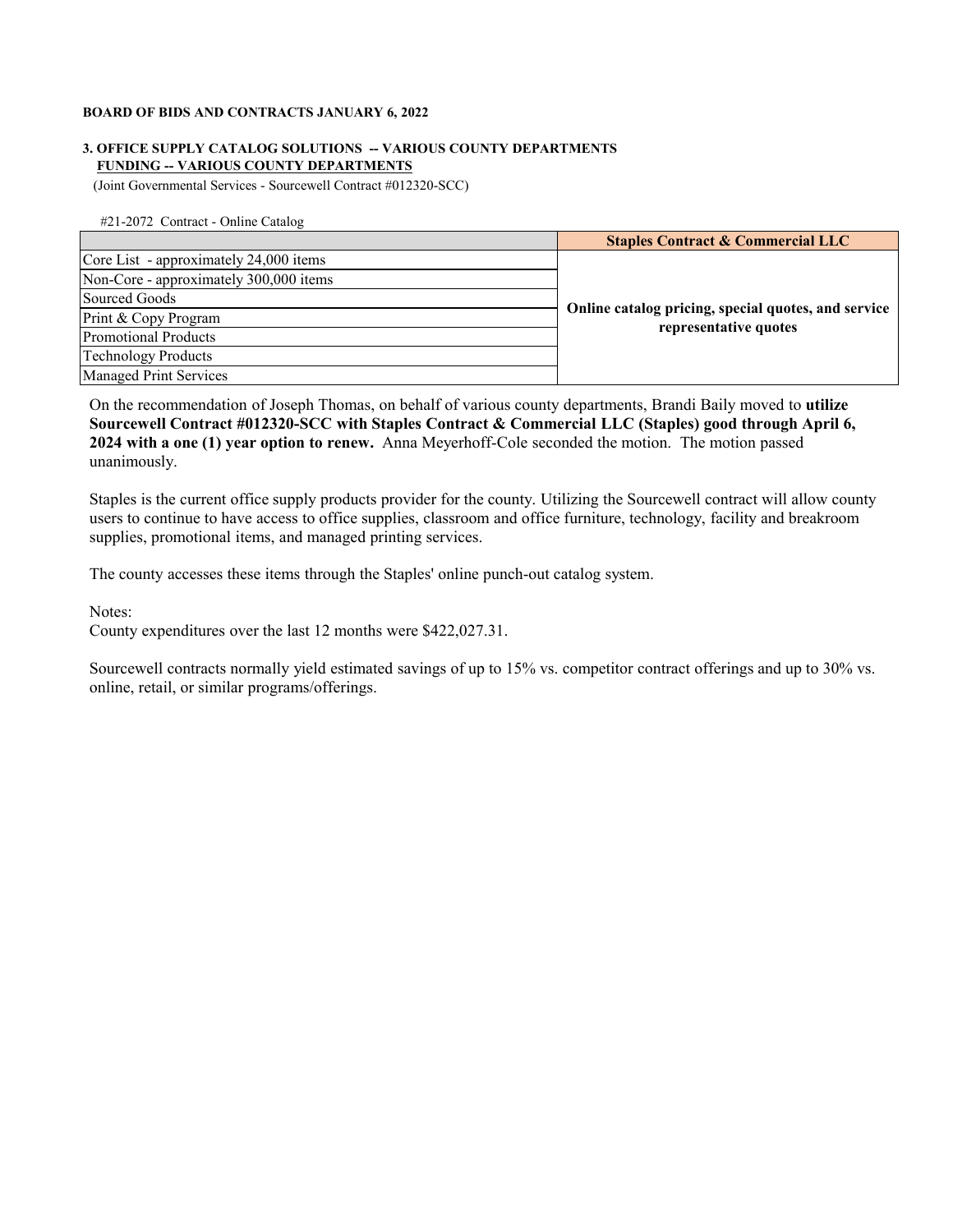**BOARD OF BIDS AND CONTRACTS JANUARY 6, 2022**

**3. OFFICE SUPPLY CATALOG SOLUTIONS -- VARIOUS COUNTY DEPARTMENTS**
**FUNDING -- VARIOUS COUNTY DEPARTMENTS**

(Joint Governmental Services - Sourcewell Contract #012320-SCC)

#21-2072 Contract - Online Catalog

| | **Staples Contract & Commercial LLC** |
|---|---|
| Core List - approximately 24,000 items | **Online catalog pricing, special quotes, and service representative quotes** |
| Non-Core - approximately 300,000 items | |
| Sourced Goods | |
| Print & Copy Program | |
| Promotional Products | |
| Technology Products | |
| Managed Print Services | |

On the recommendation of Joseph Thomas, on behalf of various county departments, Brandi Baily moved to **utilize Sourcewell Contract #012320-SCC with Staples Contract & Commercial LLC (Staples) good through April 6, 2024 with a one (1) year option to renew.** Anna Meyerhoff-Cole seconded the motion. The motion passed unanimously.

Staples is the current office supply products provider for the county. Utilizing the Sourcewell contract will allow county users to continue to have access to office supplies, classroom and office furniture, technology, facility and breakroom supplies, promotional items, and managed printing services.

The county accesses these items through the Staples' online punch-out catalog system.

Notes:
County expenditures over the last 12 months were $422,027.31.

Sourcewell contracts normally yield estimated savings of up to 15% vs. competitor contract offerings and up to 30% vs. online, retail, or similar programs/offerings.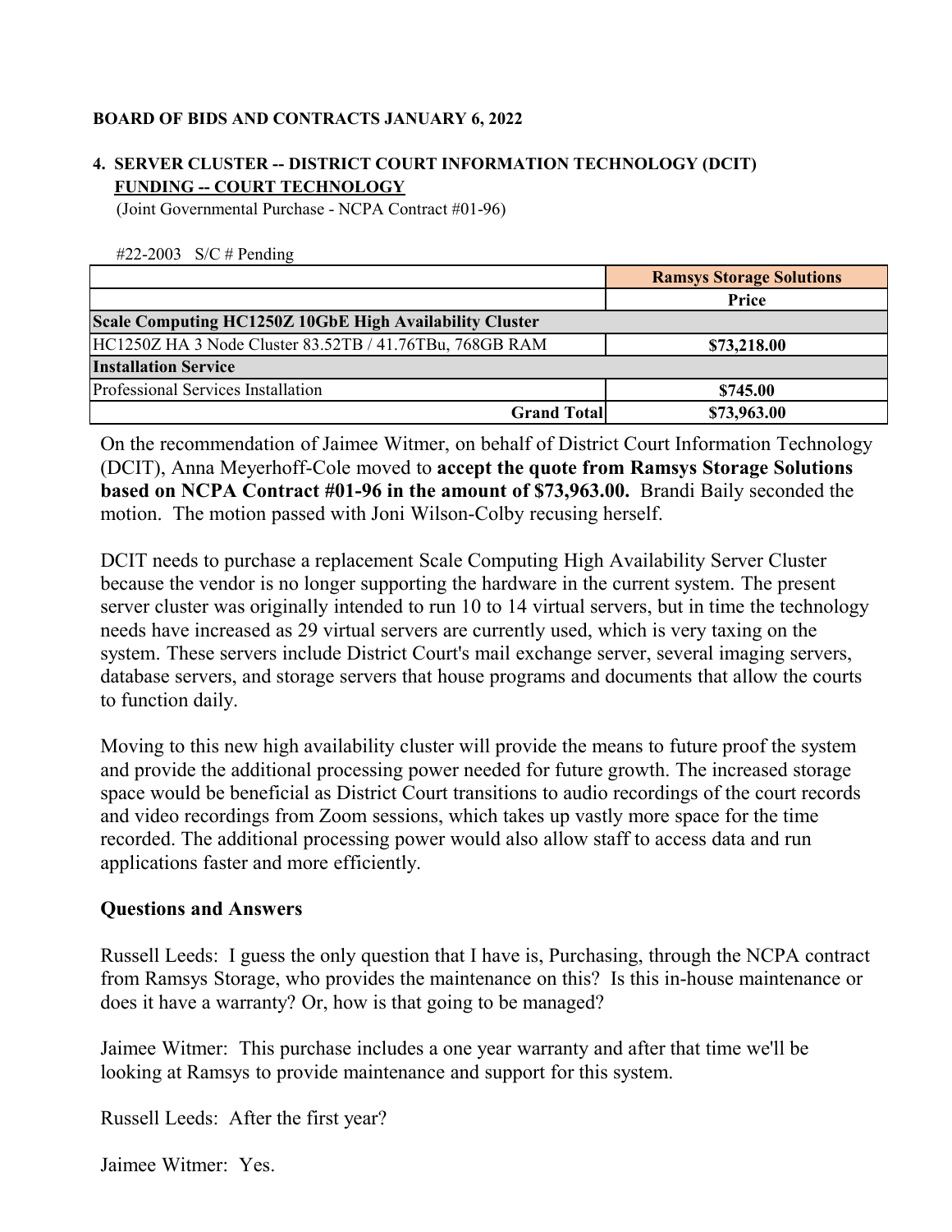**BOARD OF BIDS AND CONTRACTS JANUARY 6, 2022**

**4. SERVER CLUSTER -- DISTRICT COURT INFORMATION TECHNOLOGY (DCIT)**
**FUNDING -- COURT TECHNOLOGY**
(Joint Governmental Purchase - NCPA Contract #01-96)

#22-2003 S/C # Pending

| | Ramsys Storage Solutions |
|---|---|
| | **Price** |
| **Scale Computing HC1250Z 10GbE High Availability Cluster** | |
| HC1250Z HA 3 Node Cluster 83.52TB / 41.76TBu, 768GB RAM | **$73,218.00** |
| **Installation Service** | |
| Professional Services Installation | **$745.00** |
| **Grand Total** | **$73,963.00** |

On the recommendation of Jaimee Witmer, on behalf of District Court Information Technology (DCIT), Anna Meyerhoff-Cole moved to **accept the quote from Ramsys Storage Solutions based on NCPA Contract #01-96 in the amount of $73,963.00.** Brandi Baily seconded the motion. The motion passed with Joni Wilson-Colby recusing herself.

DCIT needs to purchase a replacement Scale Computing High Availability Server Cluster because the vendor is no longer supporting the hardware in the current system. The present server cluster was originally intended to run 10 to 14 virtual servers, but in time the technology needs have increased as 29 virtual servers are currently used, which is very taxing on the system. These servers include District Court's mail exchange server, several imaging servers, database servers, and storage servers that house programs and documents that allow the courts to function daily.

Moving to this new high availability cluster will provide the means to future proof the system and provide the additional processing power needed for future growth. The increased storage space would be beneficial as District Court transitions to audio recordings of the court records and video recordings from Zoom sessions, which takes up vastly more space for the time recorded. The additional processing power would also allow staff to access data and run applications faster and more efficiently.

**Questions and Answers**

Russell Leeds: I guess the only question that I have is, Purchasing, through the NCPA contract from Ramsys Storage, who provides the maintenance on this? Is this in-house maintenance or does it have a warranty? Or, how is that going to be managed?

Jaimee Witmer: This purchase includes a one year warranty and after that time we'll be looking at Ramsys to provide maintenance and support for this system.

Russell Leeds: After the first year?

Jaimee Witmer: Yes.